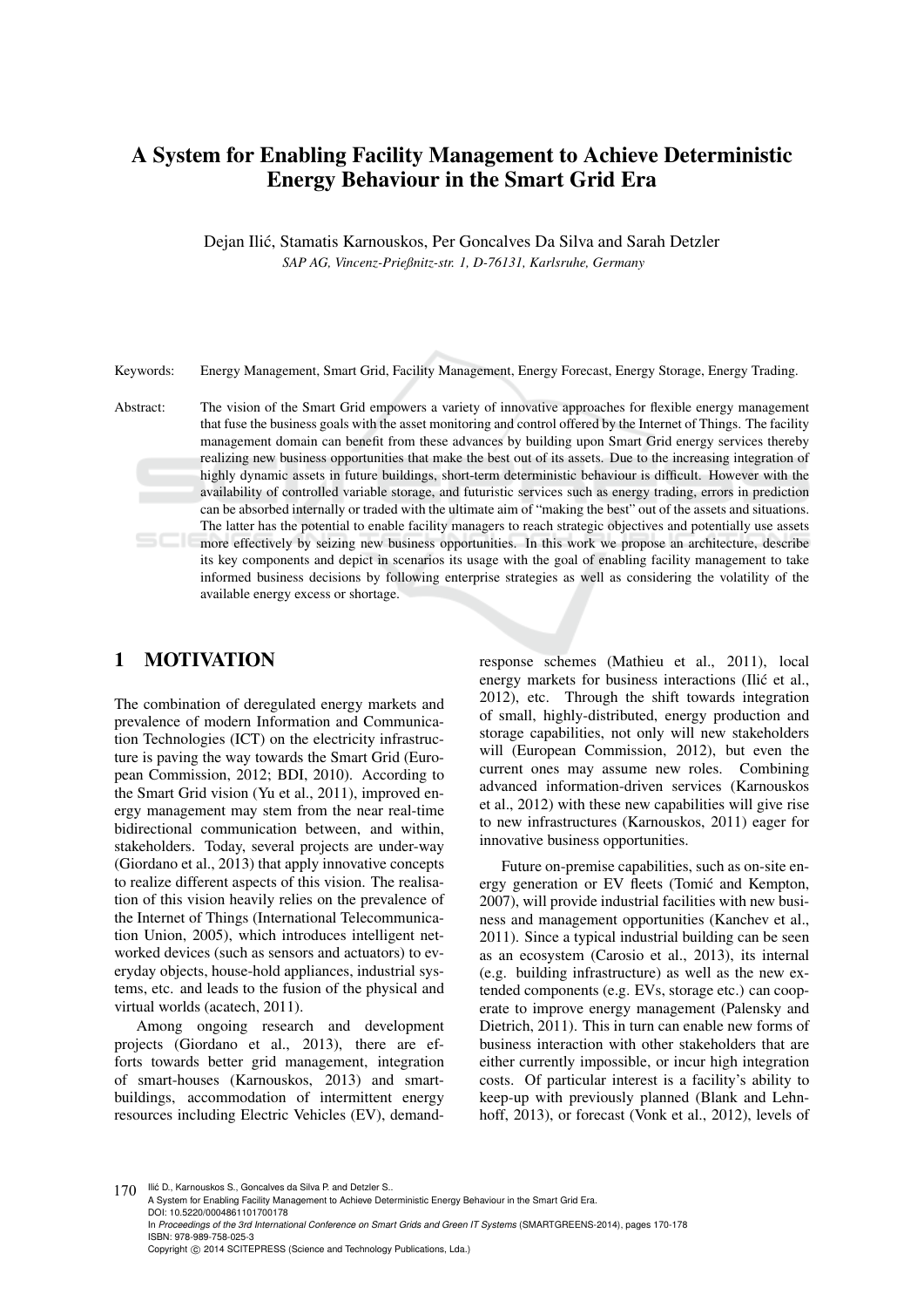# A System for Enabling Facility Management to Achieve Deterministic Energy Behaviour in the Smart Grid Era

Dejan Ilić, Stamatis Karnouskos, Per Goncalves Da Silva and Sarah Detzler

*SAP AG, Vincenz-Prießnitz-str. 1, D-76131, Karlsruhe, Germany*

Keywords: Energy Management, Smart Grid, Facility Management, Energy Forecast, Energy Storage, Energy Trading.

Abstract: The vision of the Smart Grid empowers a variety of innovative approaches for flexible energy management that fuse the business goals with the asset monitoring and control offered by the Internet of Things. The facility management domain can benefit from these advances by building upon Smart Grid energy services thereby realizing new business opportunities that make the best out of its assets. Due to the increasing integration of highly dynamic assets in future buildings, short-term deterministic behaviour is difficult. However with the availability of controlled variable storage, and futuristic services such as energy trading, errors in prediction can be absorbed internally or traded with the ultimate aim of "making the best" out of the assets and situations. The latter has the potential to enable facility managers to reach strategic objectives and potentially use assets more effectively by seizing new business opportunities. In this work we propose an architecture, describe its key components and depict in scenarios its usage with the goal of enabling facility management to take informed business decisions by following enterprise strategies as well as considering the volatility of the available energy excess or shortage.

## 1 MOTIVATION

The combination of deregulated energy markets and prevalence of modern Information and Communication Technologies (ICT) on the electricity infrastructure is paving the way towards the Smart Grid (European Commission, 2012; BDI, 2010). According to the Smart Grid vision (Yu et al., 2011), improved energy management may stem from the near real-time bidirectional communication between, and within, stakeholders. Today, several projects are under-way (Giordano et al., 2013) that apply innovative concepts to realize different aspects of this vision. The realisation of this vision heavily relies on the prevalence of the Internet of Things (International Telecommunication Union, 2005), which introduces intelligent networked devices (such as sensors and actuators) to everyday objects, house-hold appliances, industrial systems, etc. and leads to the fusion of the physical and virtual worlds (acatech, 2011).

Among ongoing research and development projects (Giordano et al., 2013), there are efforts towards better grid management, integration of smart-houses (Karnouskos, 2013) and smart-buildings, accommodation of intermittent energy resources including Electric Vehicles (EV), demand-response schemes (Mathieu et al., 2011), local energy markets for business interactions (Ilić et al., 2012), etc. Through the shift towards integration of small, highly-distributed, energy production and storage capabilities, not only will new stakeholders will (European Commission, 2012), but even the current ones may assume new roles. Combining advanced information-driven services (Karnouskos et al., 2012) with these new capabilities will give rise to new infrastructures (Karnouskos, 2011) eager for innovative business opportunities.

Future on-premise capabilities, such as on-site energy generation or EV fleets (Tomić and Kempton, 2007), will provide industrial facilities with new business and management opportunities (Kanchev et al., 2011). Since a typical industrial building can be seen as an ecosystem (Carosio et al., 2013), its internal (e.g. building infrastructure) as well as the new extended components (e.g. EVs, storage etc.) can cooperate to improve energy management (Palensky and Dietrich, 2011). This in turn can enable new forms of business interaction with other stakeholders that are either currently impossible, or incur high integration costs. Of particular interest is a facility's ability to keep-up with previously planned (Blank and Lehnhoff, 2013), or forecast (Vonk et al., 2012), levels of

Ilić D., Karnouskos S., Goncalves da Silva P. and Detzler S..
A System for Enabling Facility Management to Achieve Deterministic Energy Behaviour in the Smart Grid Era.
DOI: 10.5220/0004861101700178
In *Proceedings of the 3rd International Conference on Smart Grids and Green IT Systems* (SMARTGREENS-2014), pages 170-178
ISBN: 978-989-758-025-3
Copyright © 2014 SCITEPRESS (Science and Technology Publications, Lda.)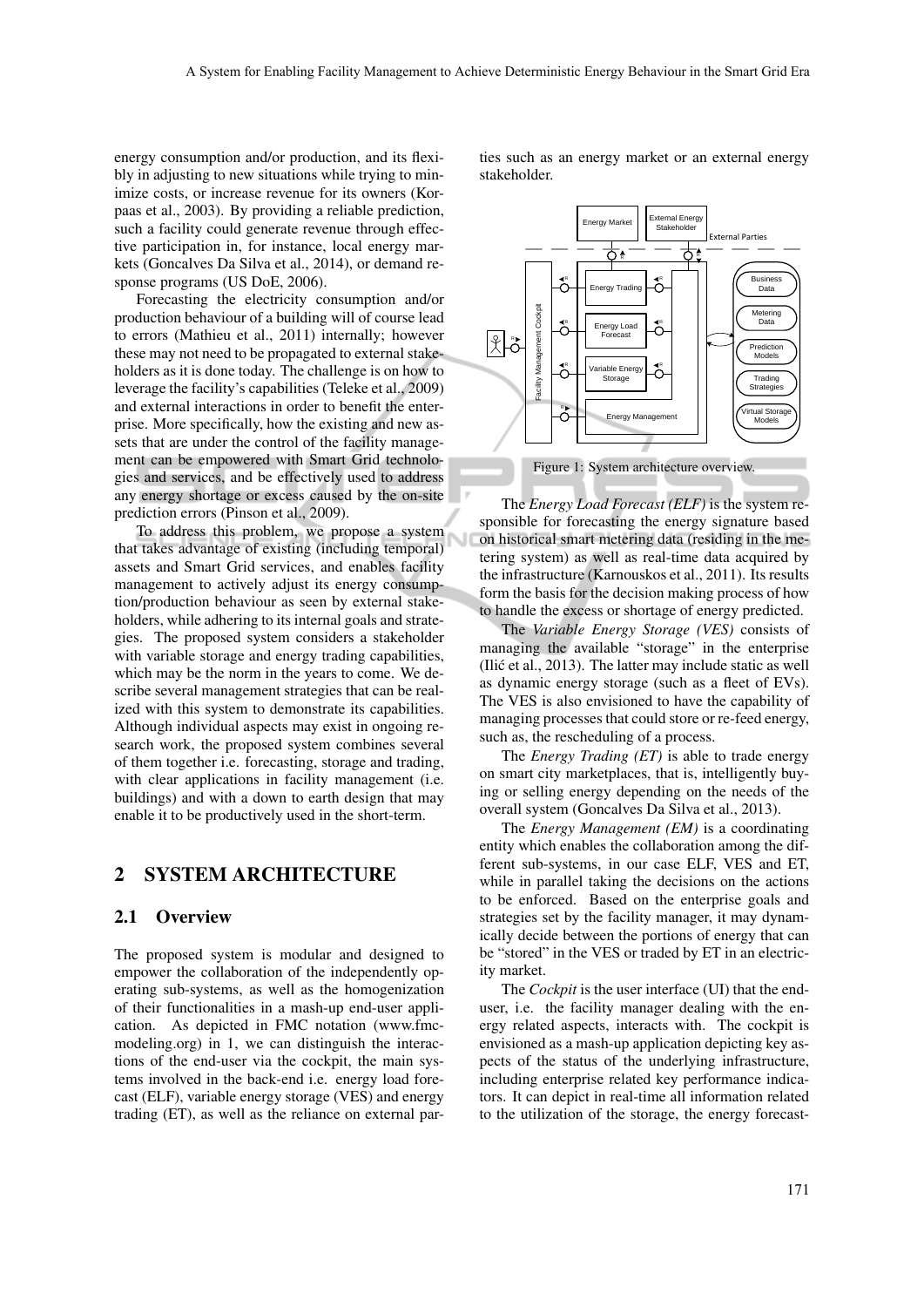energy consumption and/or production, and its flexibly in adjusting to new situations while trying to minimize costs, or increase revenue for its owners (Korpaas et al., 2003). By providing a reliable prediction, such a facility could generate revenue through effective participation in, for instance, local energy markets (Goncalves Da Silva et al., 2014), or demand response programs (US DoE, 2006).

Forecasting the electricity consumption and/or production behaviour of a building will of course lead to errors (Mathieu et al., 2011) internally; however these may not need to be propagated to external stakeholders as it is done today. The challenge is on how to leverage the facility's capabilities (Teleke et al., 2009) and external interactions in order to benefit the enterprise. More specifically, how the existing and new assets that are under the control of the facility management can be empowered with Smart Grid technologies and services, and be effectively used to address any energy shortage or excess caused by the on-site prediction errors (Pinson et al., 2009).

To address this problem, we propose a system that takes advantage of existing (including temporal) assets and Smart Grid services, and enables facility management to actively adjust its energy consumption/production behaviour as seen by external stakeholders, while adhering to its internal goals and strategies. The proposed system considers a stakeholder with variable storage and energy trading capabilities, which may be the norm in the years to come. We describe several management strategies that can be realized with this system to demonstrate its capabilities. Although individual aspects may exist in ongoing research work, the proposed system combines several of them together i.e. forecasting, storage and trading, with clear applications in facility management (i.e. buildings) and with a down to earth design that may enable it to be productively used in the short-term.

## 2 SYSTEM ARCHITECTURE

### 2.1 Overview

The proposed system is modular and designed to empower the collaboration of the independently operating sub-systems, as well as the homogenization of their functionalities in a mash-up end-user application. As depicted in FMC notation (www.fmc-modeling.org) in 1, we can distinguish the interactions of the end-user via the cockpit, the main systems involved in the back-end i.e. energy load forecast (ELF), variable energy storage (VES) and energy trading (ET), as well as the reliance on external parties such as an energy market or an external energy stakeholder.

Figure 1: System architecture overview.

The *Energy Load Forecast (ELF)* is the system responsible for forecasting the energy signature based on historical smart metering data (residing in the metering system) as well as real-time data acquired by the infrastructure (Karnouskos et al., 2011). Its results form the basis for the decision making process of how to handle the excess or shortage of energy predicted.

The *Variable Energy Storage (VES)* consists of managing the available "storage" in the enterprise (Ilić et al., 2013). The latter may include static as well as dynamic energy storage (such as a fleet of EVs). The VES is also envisioned to have the capability of managing processes that could store or re-feed energy, such as, the rescheduling of a process.

The *Energy Trading (ET)* is able to trade energy on smart city marketplaces, that is, intelligently buying or selling energy depending on the needs of the overall system (Goncalves Da Silva et al., 2013).

The *Energy Management (EM)* is a coordinating entity which enables the collaboration among the different sub-systems, in our case ELF, VES and ET, while in parallel taking the decisions on the actions to be enforced. Based on the enterprise goals and strategies set by the facility manager, it may dynamically decide between the portions of energy that can be "stored" in the VES or traded by ET in an electricity market.

The *Cockpit* is the user interface (UI) that the end-user, i.e. the facility manager dealing with the energy related aspects, interacts with. The cockpit is envisioned as a mash-up application depicting key aspects of the status of the underlying infrastructure, including enterprise related key performance indicators. It can depict in real-time all information related to the utilization of the storage, the energy forecast-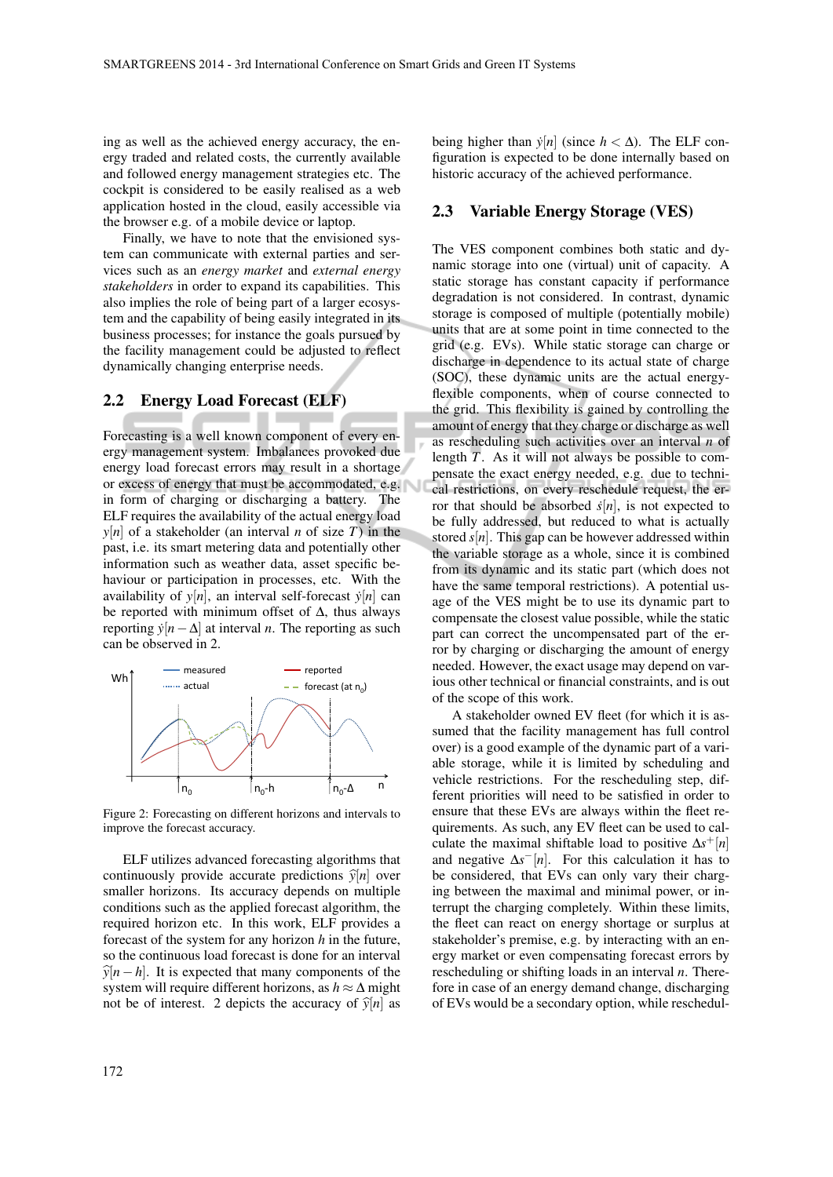ing as well as the achieved energy accuracy, the energy traded and related costs, the currently available and followed energy management strategies etc. The cockpit is considered to be easily realised as a web application hosted in the cloud, easily accessible via the browser e.g. of a mobile device or laptop.

Finally, we have to note that the envisioned system can communicate with external parties and services such as an *energy market* and *external energy stakeholders* in order to expand its capabilities. This also implies the role of being part of a larger ecosystem and the capability of being easily integrated in its business processes; for instance the goals pursued by the facility management could be adjusted to reflect dynamically changing enterprise needs.

## 2.2 Energy Load Forecast (ELF)

Forecasting is a well known component of every energy management system. Imbalances provoked due energy load forecast errors may result in a shortage or excess of energy that must be accommodated, e.g. in form of charging or discharging a battery. The ELF requires the availability of the actual energy load $y[n]$ of a stakeholder (an interval $n$ of size $T$) in the past, i.e. its smart metering data and potentially other information such as weather data, asset specific behaviour or participation in processes, etc. With the availability of $y[n]$, an interval self-forecast $\dot{y}[n]$ can be reported with minimum offset of $\Delta$, thus always reporting $\dot{y}[n-\Delta]$ at interval $n$. The reporting as such can be observed in 2.

Figure 2: Forecasting on different horizons and intervals to improve the forecast accuracy.

ELF utilizes advanced forecasting algorithms that continuously provide accurate predictions $\widehat{y}[n]$ over smaller horizons. Its accuracy depends on multiple conditions such as the applied forecast algorithm, the required horizon etc. In this work, ELF provides a forecast of the system for any horizon $h$ in the future, so the continuous load forecast is done for an interval $\widehat{y}[n-h]$. It is expected that many components of the system will require different horizons, as $h \approx \Delta$ might not be of interest. 2 depicts the accuracy of $\widehat{y}[n]$ as being higher than $\dot{y}[n]$ (since $h < \Delta$). The ELF configuration is expected to be done internally based on historic accuracy of the achieved performance.

## 2.3 Variable Energy Storage (VES)

The VES component combines both static and dynamic storage into one (virtual) unit of capacity. A static storage has constant capacity if performance degradation is not considered. In contrast, dynamic storage is composed of multiple (potentially mobile) units that are at some point in time connected to the grid (e.g. EVs). While static storage can charge or discharge in dependence to its actual state of charge (SOC), these dynamic units are the actual energy-flexible components, when of course connected to the grid. This flexibility is gained by controlling the amount of energy that they charge or discharge as well as rescheduling such activities over an interval $n$ of length $T$. As it will not always be possible to compensate the exact energy needed, e.g. due to technical restrictions, on every reschedule request, the error that should be absorbed $\dot{s}[n]$, is not expected to be fully addressed, but reduced to what is actually stored $s[n]$. This gap can be however addressed within the variable storage as a whole, since it is combined from its dynamic and its static part (which does not have the same temporal restrictions). A potential usage of the VES might be to use its dynamic part to compensate the closest value possible, while the static part can correct the uncompensated part of the error by charging or discharging the amount of energy needed. However, the exact usage may depend on various other technical or financial constraints, and is out of the scope of this work.

A stakeholder owned EV fleet (for which it is assumed that the facility management has full control over) is a good example of the dynamic part of a variable storage, while it is limited by scheduling and vehicle restrictions. For the rescheduling step, different priorities will need to be satisfied in order to ensure that these EVs are always within the fleet requirements. As such, any EV fleet can be used to calculate the maximal shiftable load to positive $\Delta s^{+}[n]$ and negative $\Delta s^{-}[n]$. For this calculation it has to be considered, that EVs can only vary their charging between the maximal and minimal power, or interrupt the charging completely. Within these limits, the fleet can react on energy shortage or surplus at stakeholder's premise, e.g. by interacting with an energy market or even compensating forecast errors by rescheduling or shifting loads in an interval $n$. Therefore in case of an energy demand change, discharging of EVs would be a secondary option, while reschedul-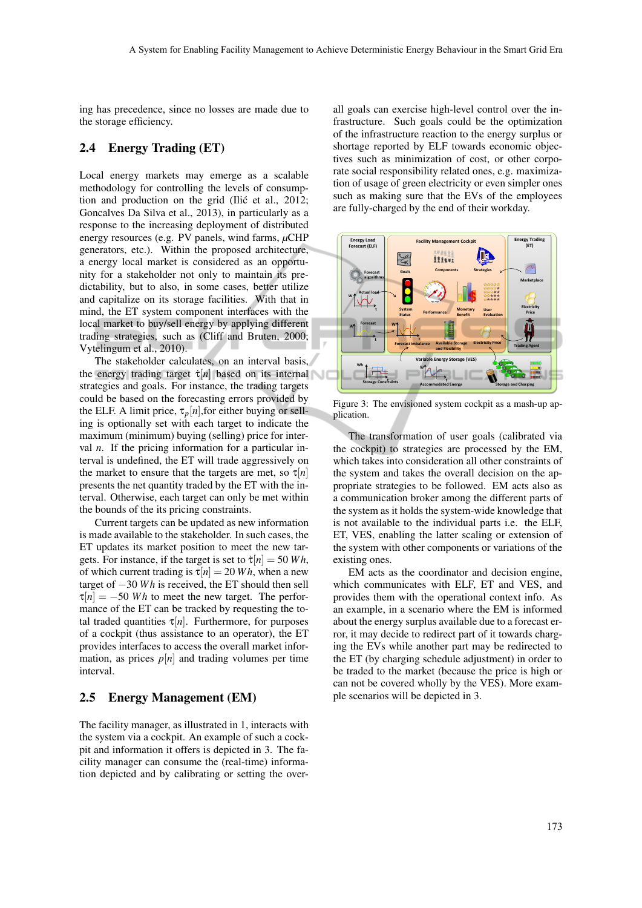ing has precedence, since no losses are made due to the storage efficiency.

### 2.4 Energy Trading (ET)

Local energy markets may emerge as a scalable methodology for controlling the levels of consumption and production on the grid (Ilić et al., 2012; Goncalves Da Silva et al., 2013), in particularly as a response to the increasing deployment of distributed energy resources (e.g. PV panels, wind farms, $\mu$CHP generators, etc.). Within the proposed architecture, a energy local market is considered as an opportunity for a stakeholder not only to maintain its predictability, but to also, in some cases, better utilize and capitalize on its storage facilities. With that in mind, the ET system component interfaces with the local market to buy/sell energy by applying different trading strategies, such as (Cliff and Bruten, 2000; Vytelingum et al., 2010).

The stakeholder calculates, on an interval basis, the energy trading target $\dot{\tau}[n]$ based on its internal strategies and goals. For instance, the trading targets could be based on the forecasting errors provided by the ELF. A limit price, $\tau_p[n]$,for either buying or selling is optionally set with each target to indicate the maximum (minimum) buying (selling) price for interval $n$. If the pricing information for a particular interval is undefined, the ET will trade aggressively on the market to ensure that the targets are met, so $\tau[n]$ presents the net quantity traded by the ET with the interval. Otherwise, each target can only be met within the bounds of the its pricing constraints.

Current targets can be updated as new information is made available to the stakeholder. In such cases, the ET updates its market position to meet the new targets. For instance, if the target is set to $\dot{\tau}[n] = 50\,Wh$, of which current trading is $\tau[n] = 20\,Wh$, when a new target of $-30\,Wh$ is received, the ET should then sell $\tau[n] = -50\,Wh$ to meet the new target. The performance of the ET can be tracked by requesting the total traded quantities $\tau[n]$. Furthermore, for purposes of a cockpit (thus assistance to an operator), the ET provides interfaces to access the overall market information, as prices $p[n]$ and trading volumes per time interval.

### 2.5 Energy Management (EM)

The facility manager, as illustrated in 1, interacts with the system via a cockpit. An example of such a cockpit and information it offers is depicted in 3. The facility manager can consume the (real-time) information depicted and by calibrating or setting the overall goals can exercise high-level control over the infrastructure. Such goals could be the optimization of the infrastructure reaction to the energy surplus or shortage reported by ELF towards economic objectives such as minimization of cost, or other corporate social responsibility related ones, e.g. maximization of usage of green electricity or even simpler ones such as making sure that the EVs of the employees are fully-charged by the end of their workday.

Figure 3: The envisioned system cockpit as a mash-up application.

The transformation of user goals (calibrated via the cockpit) to strategies are processed by the EM, which takes into consideration all other constraints of the system and takes the overall decision on the appropriate strategies to be followed. EM acts also as a communication broker among the different parts of the system as it holds the system-wide knowledge that is not available to the individual parts i.e. the ELF, ET, VES, enabling the latter scaling or extension of the system with other components or variations of the existing ones.

EM acts as the coordinator and decision engine, which communicates with ELF, ET and VES, and provides them with the operational context info. As an example, in a scenario where the EM is informed about the energy surplus available due to a forecast error, it may decide to redirect part of it towards charging the EVs while another part may be redirected to the ET (by charging schedule adjustment) in order to be traded to the market (because the price is high or can not be covered wholly by the VES). More example scenarios will be depicted in 3.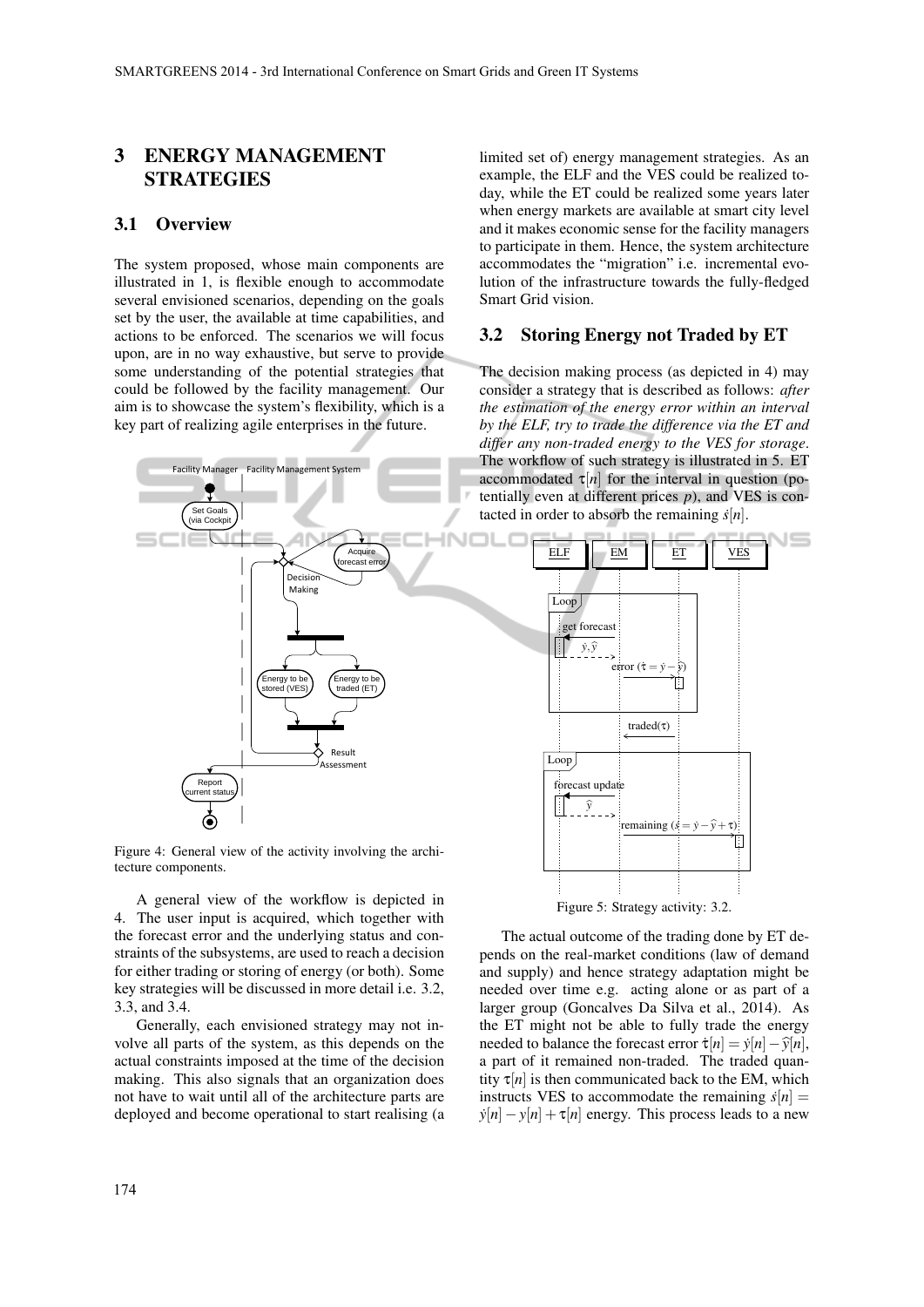## 3 ENERGY MANAGEMENT STRATEGIES

### 3.1 Overview

The system proposed, whose main components are illustrated in 1, is flexible enough to accommodate several envisioned scenarios, depending on the goals set by the user, the available at time capabilities, and actions to be enforced. The scenarios we will focus upon, are in no way exhaustive, but serve to provide some understanding of the potential strategies that could be followed by the facility management. Our aim is to showcase the system's flexibility, which is a key part of realizing agile enterprises in the future.

Figure 4: General view of the activity involving the architecture components.

A general view of the workflow is depicted in 4. The user input is acquired, which together with the forecast error and the underlying status and constraints of the subsystems, are used to reach a decision for either trading or storing of energy (or both). Some key strategies will be discussed in more detail i.e. 3.2, 3.3, and 3.4.

Generally, each envisioned strategy may not involve all parts of the system, as this depends on the actual constraints imposed at the time of the decision making. This also signals that an organization does not have to wait until all of the architecture parts are deployed and become operational to start realising (a limited set of) energy management strategies. As an example, the ELF and the VES could be realized today, while the ET could be realized some years later when energy markets are available at smart city level and it makes economic sense for the facility managers to participate in them. Hence, the system architecture accommodates the "migration" i.e. incremental evolution of the infrastructure towards the fully-fledged Smart Grid vision.

### 3.2 Storing Energy not Traded by ET

The decision making process (as depicted in 4) may consider a strategy that is described as follows: *after the estimation of the energy error within an interval by the ELF, try to trade the difference via the ET and differ any non-traded energy to the VES for storage.* The workflow of such strategy is illustrated in 5. ET accommodated $\tau[n]$ for the interval in question (potentially even at different prices $p$), and VES is contacted in order to absorb the remaining $\dot{s}[n]$.

Figure 5: Strategy activity: 3.2.

The actual outcome of the trading done by ET depends on the real-market conditions (law of demand and supply) and hence strategy adaptation might be needed over time e.g. acting alone or as part of a larger group (Goncalves Da Silva et al., 2014). As the ET might not be able to fully trade the energy needed to balance the forecast error $\dot{\tau}[n] = \dot{y}[n] - \widehat{y}[n]$, a part of it remained non-traded. The traded quantity $\tau[n]$ is then communicated back to the EM, which instructs VES to accommodate the remaining $\dot{s}[n] = \dot{y}[n] - y[n] + \tau[n]$ energy. This process leads to a new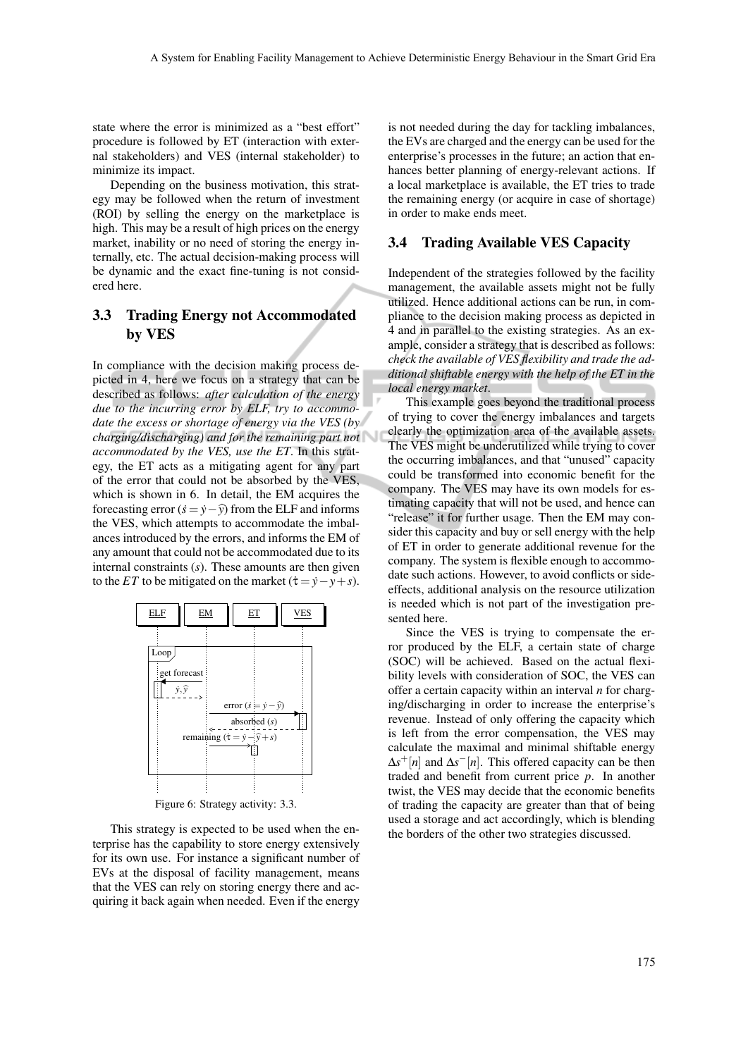state where the error is minimized as a "best effort" procedure is followed by ET (interaction with external stakeholders) and VES (internal stakeholder) to minimize its impact.

Depending on the business motivation, this strategy may be followed when the return of investment (ROI) by selling the energy on the marketplace is high. This may be a result of high prices on the energy market, inability or no need of storing the energy internally, etc. The actual decision-making process will be dynamic and the exact fine-tuning is not considered here.

### 3.3 Trading Energy not Accommodated by VES

In compliance with the decision making process depicted in 4, here we focus on a strategy that can be described as follows: *after calculation of the energy due to the incurring error by ELF, try to accommodate the excess or shortage of energy via the VES (by charging/discharging) and for the remaining part not accommodated by the VES, use the ET*. In this strategy, the ET acts as a mitigating agent for any part of the error that could not be absorbed by the VES, which is shown in 6. In detail, the EM acquires the forecasting error ($\dot{s} = \dot{y} - \hat{y}$) from the ELF and informs the VES, which attempts to accommodate the imbalances introduced by the errors, and informs the EM of any amount that could not be accommodated due to its internal constraints ($s$). These amounts are then given to the $ET$ to be mitigated on the market ($\dot{\tau} = \dot{y} - y + s$).

Figure 6: Strategy activity: 3.3.

This strategy is expected to be used when the enterprise has the capability to store energy extensively for its own use. For instance a significant number of EVs at the disposal of facility management, means that the VES can rely on storing energy there and acquiring it back again when needed. Even if the energy is not needed during the day for tackling imbalances, the EVs are charged and the energy can be used for the enterprise's processes in the future; an action that enhances better planning of energy-relevant actions. If a local marketplace is available, the ET tries to trade the remaining energy (or acquire in case of shortage) in order to make ends meet.

### 3.4 Trading Available VES Capacity

Independent of the strategies followed by the facility management, the available assets might not be fully utilized. Hence additional actions can be run, in compliance to the decision making process as depicted in 4 and in parallel to the existing strategies. As an example, consider a strategy that is described as follows: *check the available of VES flexibility and trade the additional shiftable energy with the help of the ET in the local energy market*.

This example goes beyond the traditional process of trying to cover the energy imbalances and targets clearly the optimization area of the available assets. The VES might be underutilized while trying to cover the occurring imbalances, and that "unused" capacity could be transformed into economic benefit for the company. The VES may have its own models for estimating capacity that will not be used, and hence can "release" it for further usage. Then the EM may consider this capacity and buy or sell energy with the help of ET in order to generate additional revenue for the company. The system is flexible enough to accommodate such actions. However, to avoid conflicts or side-effects, additional analysis on the resource utilization is needed which is not part of the investigation presented here.

Since the VES is trying to compensate the error produced by the ELF, a certain state of charge (SOC) will be achieved. Based on the actual flexibility levels with consideration of SOC, the VES can offer a certain capacity within an interval $n$ for charging/discharging in order to increase the enterprise's revenue. Instead of only offering the capacity which is left from the error compensation, the VES may calculate the maximal and minimal shiftable energy $\Delta s^{+}[n]$ and $\Delta s^{-}[n]$. This offered capacity can be then traded and benefit from current price $p$. In another twist, the VES may decide that the economic benefits of trading the capacity are greater than that of being used a storage and act accordingly, which is blending the borders of the other two strategies discussed.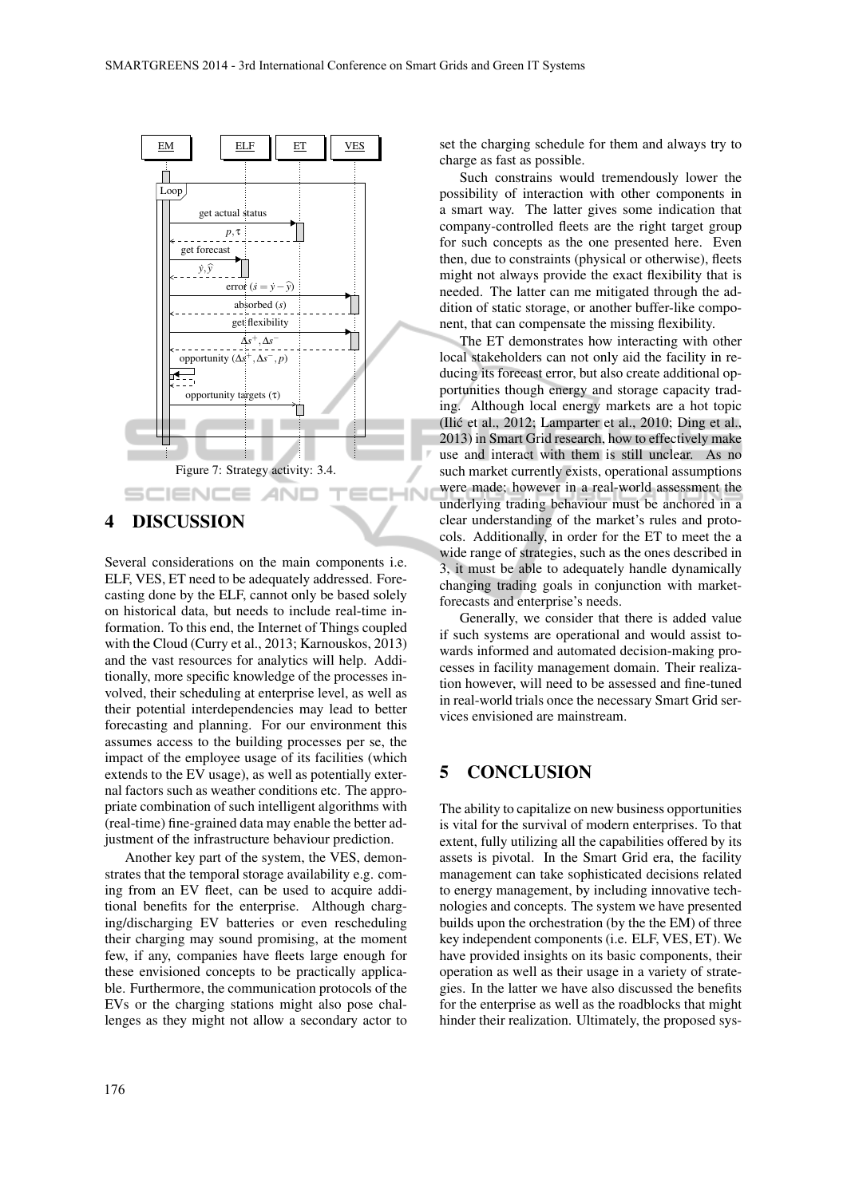Figure 7: Strategy activity: 3.4.

## 4 DISCUSSION

Several considerations on the main components i.e. ELF, VES, ET need to be adequately addressed. Forecasting done by the ELF, cannot only be based solely on historical data, but needs to include real-time information. To this end, the Internet of Things coupled with the Cloud (Curry et al., 2013; Karnouskos, 2013) and the vast resources for analytics will help. Additionally, more specific knowledge of the processes involved, their scheduling at enterprise level, as well as their potential interdependencies may lead to better forecasting and planning. For our environment this assumes access to the building processes per se, the impact of the employee usage of its facilities (which extends to the EV usage), as well as potentially external factors such as weather conditions etc. The appropriate combination of such intelligent algorithms with (real-time) fine-grained data may enable the better adjustment of the infrastructure behaviour prediction.

Another key part of the system, the VES, demonstrates that the temporal storage availability e.g. coming from an EV fleet, can be used to acquire additional benefits for the enterprise. Although charging/discharging EV batteries or even rescheduling their charging may sound promising, at the moment few, if any, companies have fleets large enough for these envisioned concepts to be practically applicable. Furthermore, the communication protocols of the EVs or the charging stations might also pose challenges as they might not allow a secondary actor to set the charging schedule for them and always try to charge as fast as possible.

Such constrains would tremendously lower the possibility of interaction with other components in a smart way. The latter gives some indication that company-controlled fleets are the right target group for such concepts as the one presented here. Even then, due to constraints (physical or otherwise), fleets might not always provide the exact flexibility that is needed. The latter can me mitigated through the addition of static storage, or another buffer-like component, that can compensate the missing flexibility.

The ET demonstrates how interacting with other local stakeholders can not only aid the facility in reducing its forecast error, but also create additional opportunities though energy and storage capacity trading. Although local energy markets are a hot topic (Ilić et al., 2012; Lamparter et al., 2010; Ding et al., 2013) in Smart Grid research, how to effectively make use and interact with them is still unclear. As no such market currently exists, operational assumptions were made; however in a real-world assessment the underlying trading behaviour must be anchored in a clear understanding of the market's rules and protocols. Additionally, in order for the ET to meet the a wide range of strategies, such as the ones described in 3, it must be able to adequately handle dynamically changing trading goals in conjunction with market-forecasts and enterprise's needs.

Generally, we consider that there is added value if such systems are operational and would assist towards informed and automated decision-making processes in facility management domain. Their realization however, will need to be assessed and fine-tuned in real-world trials once the necessary Smart Grid services envisioned are mainstream.

## 5 CONCLUSION

The ability to capitalize on new business opportunities is vital for the survival of modern enterprises. To that extent, fully utilizing all the capabilities offered by its assets is pivotal. In the Smart Grid era, the facility management can take sophisticated decisions related to energy management, by including innovative technologies and concepts. The system we have presented builds upon the orchestration (by the the EM) of three key independent components (i.e. ELF, VES, ET). We have provided insights on its basic components, their operation as well as their usage in a variety of strategies. In the latter we have also discussed the benefits for the enterprise as well as the roadblocks that might hinder their realization. Ultimately, the proposed sys-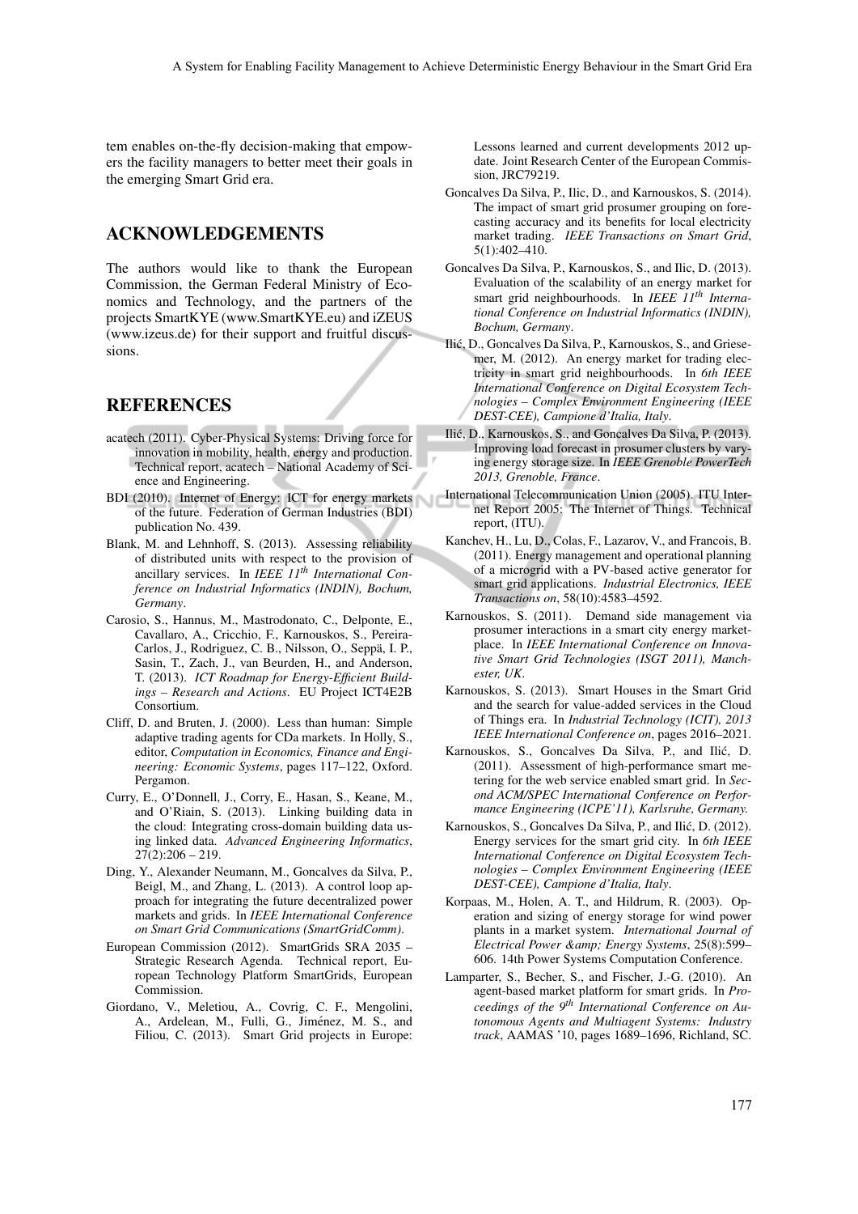tem enables on-the-fly decision-making that empowers the facility managers to better meet their goals in the emerging Smart Grid era.

## ACKNOWLEDGEMENTS

The authors would like to thank the European Commission, the German Federal Ministry of Economics and Technology, and the partners of the projects SmartKYE (www.SmartKYE.eu) and iZEUS (www.izeus.de) for their support and fruitful discussions.

## REFERENCES

acatech (2011). Cyber-Physical Systems: Driving force for innovation in mobility, health, energy and production. Technical report, acatech – National Academy of Science and Engineering.

BDI (2010). Internet of Energy: ICT for energy markets of the future. Federation of German Industries (BDI) publication No. 439.

Blank, M. and Lehnhoff, S. (2013). Assessing reliability of distributed units with respect to the provision of ancillary services. In *IEEE 11th International Conference on Industrial Informatics (INDIN), Bochum, Germany*.

Carosio, S., Hannus, M., Mastrodonato, C., Delponte, E., Cavallaro, A., Cricchio, F., Karnouskos, S., Pereira-Carlos, J., Rodriguez, C. B., Nilsson, O., Seppä, I. P., Sasin, T., Zach, J., van Beurden, H., and Anderson, T. (2013). *ICT Roadmap for Energy-Efficient Buildings – Research and Actions*. EU Project ICT4E2B Consortium.

Cliff, D. and Bruten, J. (2000). Less than human: Simple adaptive trading agents for CDa markets. In Holly, S., editor, *Computation in Economics, Finance and Engineering: Economic Systems*, pages 117–122, Oxford. Pergamon.

Curry, E., O'Donnell, J., Corry, E., Hasan, S., Keane, M., and O'Riain, S. (2013). Linking building data in the cloud: Integrating cross-domain building data using linked data. *Advanced Engineering Informatics*, 27(2):206 – 219.

Ding, Y., Alexander Neumann, M., Goncalves da Silva, P., Beigl, M., and Zhang, L. (2013). A control loop approach for integrating the future decentralized power markets and grids. In *IEEE International Conference on Smart Grid Communications (SmartGridComm)*.

European Commission (2012). SmartGrids SRA 2035 – Strategic Research Agenda. Technical report, European Technology Platform SmartGrids, European Commission.

Giordano, V., Meletiou, A., Covrig, C. F., Mengolini, A., Ardelean, M., Fulli, G., Jiménez, M. S., and Filiou, C. (2013). Smart Grid projects in Europe: Lessons learned and current developments 2012 update. Joint Research Center of the European Commission, JRC79219.

Goncalves Da Silva, P., Ilic, D., and Karnouskos, S. (2014). The impact of smart grid prosumer grouping on forecasting accuracy and its benefits for local electricity market trading. *IEEE Transactions on Smart Grid*, 5(1):402–410.

Goncalves Da Silva, P., Karnouskos, S., and Ilic, D. (2013). Evaluation of the scalability of an energy market for smart grid neighbourhoods. In *IEEE 11th International Conference on Industrial Informatics (INDIN), Bochum, Germany*.

Ilić, D., Goncalves Da Silva, P., Karnouskos, S., and Griesemer, M. (2012). An energy market for trading electricity in smart grid neighbourhoods. In *6th IEEE International Conference on Digital Ecosystem Technologies – Complex Environment Engineering (IEEE DEST-CEE), Campione d'Italia, Italy*.

Ilić, D., Karnouskos, S., and Goncalves Da Silva, P. (2013). Improving load forecast in prosumer clusters by varying energy storage size. In *IEEE Grenoble PowerTech 2013, Grenoble, France*.

International Telecommunication Union (2005). ITU Internet Report 2005: The Internet of Things. Technical report, (ITU).

Kanchev, H., Lu, D., Colas, F., Lazarov, V., and Francois, B. (2011). Energy management and operational planning of a microgrid with a PV-based active generator for smart grid applications. *Industrial Electronics, IEEE Transactions on*, 58(10):4583–4592.

Karnouskos, S. (2011). Demand side management via prosumer interactions in a smart city energy marketplace. In *IEEE International Conference on Innovative Smart Grid Technologies (ISGT 2011), Manchester, UK*.

Karnouskos, S. (2013). Smart Houses in the Smart Grid and the search for value-added services in the Cloud of Things era. In *Industrial Technology (ICIT), 2013 IEEE International Conference on*, pages 2016–2021.

Karnouskos, S., Goncalves Da Silva, P., and Ilić, D. (2011). Assessment of high-performance smart metering for the web service enabled smart grid. In *Second ACM/SPEC International Conference on Performance Engineering (ICPE'11), Karlsruhe, Germany.*

Karnouskos, S., Goncalves Da Silva, P., and Ilić, D. (2012). Energy services for the smart grid city. In *6th IEEE International Conference on Digital Ecosystem Technologies – Complex Environment Engineering (IEEE DEST-CEE), Campione d'Italia, Italy*.

Korpaas, M., Holen, A. T., and Hildrum, R. (2003). Operation and sizing of energy storage for wind power plants in a market system. *International Journal of Electrical Power &amp; Energy Systems*, 25(8):599–606. 14th Power Systems Computation Conference.

Lamparter, S., Becher, S., and Fischer, J.-G. (2010). An agent-based market platform for smart grids. In *Proceedings of the 9th International Conference on Autonomous Agents and Multiagent Systems: Industry track*, AAMAS '10, pages 1689–1696, Richland, SC.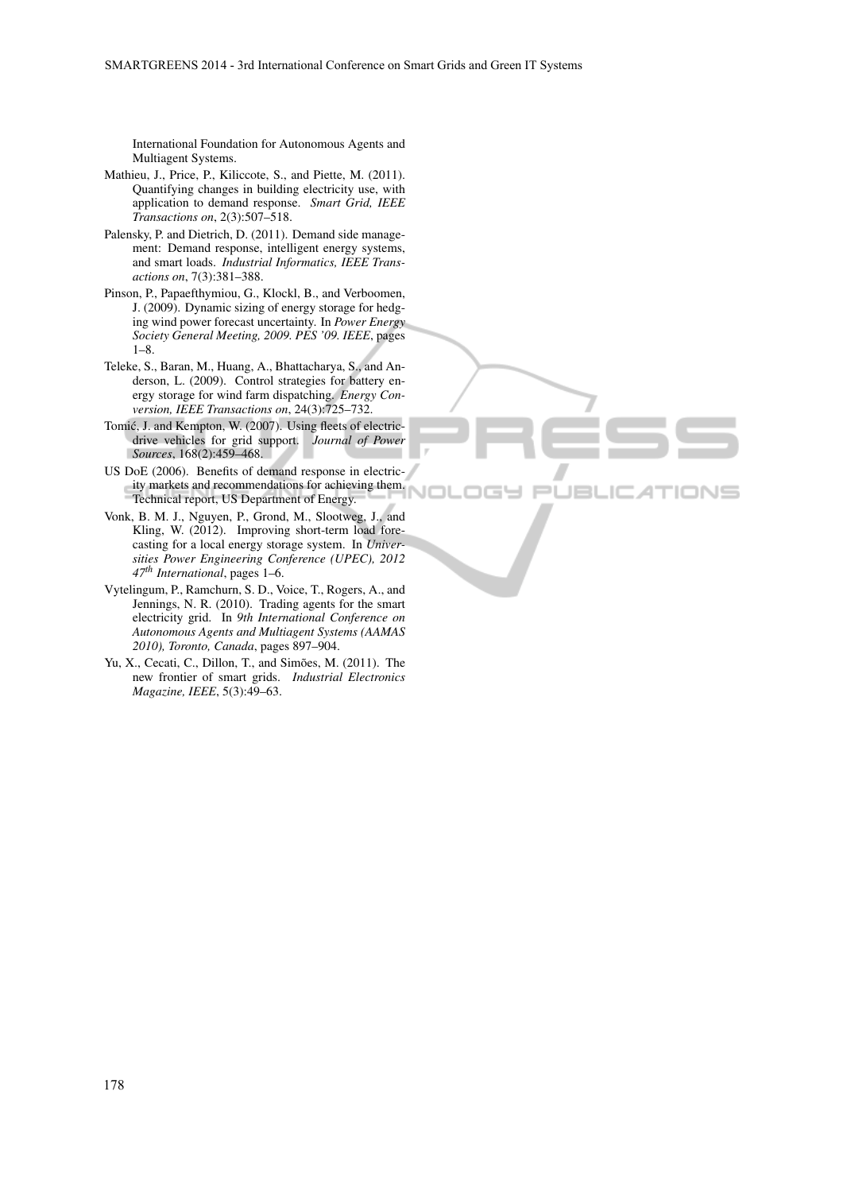International Foundation for Autonomous Agents and Multiagent Systems.

Mathieu, J., Price, P., Kiliccote, S., and Piette, M. (2011). Quantifying changes in building electricity use, with application to demand response. *Smart Grid, IEEE Transactions on*, 2(3):507–518.

Palensky, P. and Dietrich, D. (2011). Demand side management: Demand response, intelligent energy systems, and smart loads. *Industrial Informatics, IEEE Transactions on*, 7(3):381–388.

Pinson, P., Papaefthymiou, G., Klockl, B., and Verboomen, J. (2009). Dynamic sizing of energy storage for hedging wind power forecast uncertainty. In *Power Energy Society General Meeting, 2009. PES '09. IEEE*, pages 1–8.

Teleke, S., Baran, M., Huang, A., Bhattacharya, S., and Anderson, L. (2009). Control strategies for battery energy storage for wind farm dispatching. *Energy Conversion, IEEE Transactions on*, 24(3):725–732.

Tomić, J. and Kempton, W. (2007). Using fleets of electric-drive vehicles for grid support. *Journal of Power Sources*, 168(2):459–468.

US DoE (2006). Benefits of demand response in electricity markets and recommendations for achieving them. Technical report, US Department of Energy.

Vonk, B. M. J., Nguyen, P., Grond, M., Slootweg, J., and Kling, W. (2012). Improving short-term load forecasting for a local energy storage system. In *Universities Power Engineering Conference (UPEC), 2012 47th International*, pages 1–6.

Vytelingum, P., Ramchurn, S. D., Voice, T., Rogers, A., and Jennings, N. R. (2010). Trading agents for the smart electricity grid. In *9th International Conference on Autonomous Agents and Multiagent Systems (AAMAS 2010), Toronto, Canada*, pages 897–904.

Yu, X., Cecati, C., Dillon, T., and Simões, M. (2011). The new frontier of smart grids. *Industrial Electronics Magazine, IEEE*, 5(3):49–63.